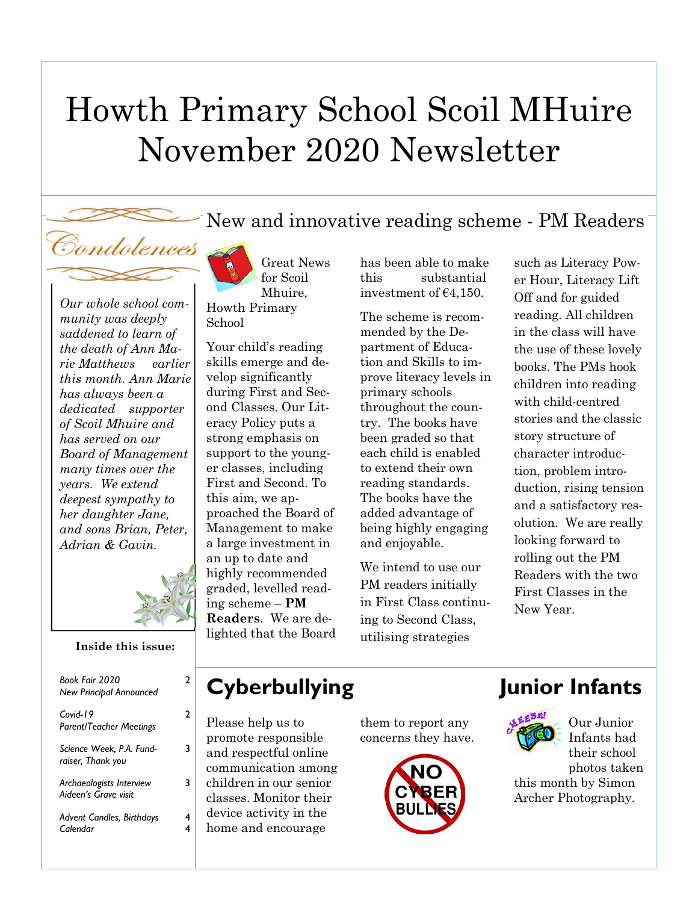# Howth Primary School Scoil MHuire November 2020 Newsletter

## Condolences

*Our whole school community was deeply saddened to learn of the death of Ann Marie Matthews earlier this month. Ann Marie has always been a dedicated supporter of Scoil Mhuire and has served on our Board of Management many times over the years. We extend deepest sympathy to her daughter Jane, and sons Brian, Peter, Adrian & Gavin.*

**Inside this issue:**

| | |
|---|---|
| *Book Fair 2020* <br> *New Principal Announced* | 2 |
| *Covid-19* <br> *Parent/Teacher Meetings* | 2 |
| *Science Week, P.A. Fundraiser, Thank you* | 3 |
| *Archaeologists Interview* <br> *Aideen's Grave visit* | 3 |
| *Advent Candles, Birthdays* <br> *Calendar* | 4 <br> 4 |

## New and innovative reading scheme - PM Readers

Great News for Scoil Mhuire, Howth Primary School

Your child's reading skills emerge and develop significantly during First and Second Classes. Our Literacy Policy puts a strong emphasis on support to the younger classes, including First and Second. To this aim, we approached the Board of Management to make a large investment in an up to date and highly recommended graded, levelled reading scheme – **PM Readers**. We are delighted that the Board has been able to make this substantial investment of €4,150.

The scheme is recommended by the Department of Education and Skills to improve literacy levels in primary schools throughout the country. The books have been graded so that each child is enabled to extend their own reading standards. The books have the added advantage of being highly engaging and enjoyable.

We intend to use our PM readers initially in First Class continuing to Second Class, utilising strategies such as Literacy Power Hour, Literacy Lift Off and for guided reading. All children in the class will have the use of these lovely books. The PMs hook children into reading with child-centred stories and the classic story structure of character introduction, problem introduction, rising tension and a satisfactory resolution. We are really looking forward to rolling out the PM Readers with the two First Classes in the New Year.

## Cyberbullying

Please help us to promote responsible and respectful online communication among children in our senior classes. Monitor their device activity in the home and encourage them to report any concerns they have.

## Junior Infants

Our Junior Infants had their school photos taken this month by Simon Archer Photography.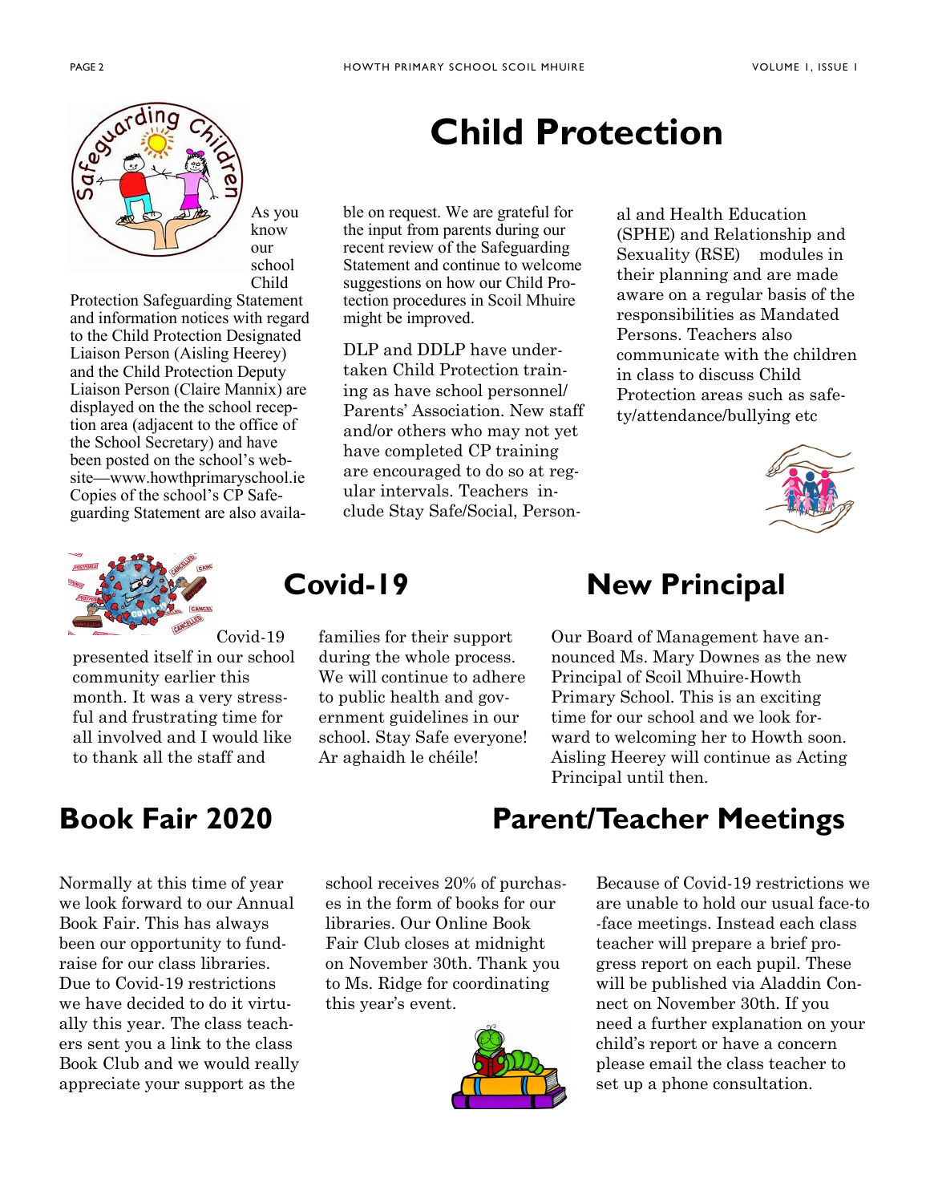# Child Protection

As you know our school Child Protection Safeguarding Statement and information notices with regard to the Child Protection Designated Liaison Person (Aisling Heerey) and the Child Protection Deputy Liaison Person (Claire Mannix) are displayed on the school reception area (adjacent to the office of the School Secretary) and have been posted on the school's website—www.howthprimaryschool.ie Copies of the school's CP Safeguarding Statement are also available on request. We are grateful for the input from parents during our recent review of the Safeguarding Statement and continue to welcome suggestions on how our Child Protection procedures in Scoil Mhuire might be improved.

DLP and DDLP have undertaken Child Protection training as have school personnel/ Parents' Association. New staff and/or others who may not yet have completed CP training are encouraged to do so at regular intervals. Teachers include Stay Safe/Social, Personal and Health Education (SPHE) and Relationship and Sexuality (RSE) modules in their planning and are made aware on a regular basis of the responsibilities as Mandated Persons. Teachers also communicate with the children in class to discuss Child Protection areas such as safety/attendance/bullying etc

## Covid-19

Covid-19 presented itself in our school community earlier this month. It was a very stressful and frustrating time for all involved and I would like to thank all the staff and families for their support during the whole process. We will continue to adhere to public health and government guidelines in our school. Stay Safe everyone! Ar aghaidh le chéile!

## New Principal

Our Board of Management have announced Ms. Mary Downes as the new Principal of Scoil Mhuire-Howth Primary School. This is an exciting time for our school and we look forward to welcoming her to Howth soon. Aisling Heerey will continue as Acting Principal until then.

## Book Fair 2020

Normally at this time of year we look forward to our Annual Book Fair. This has always been our opportunity to fundraise for our class libraries. Due to Covid-19 restrictions we have decided to do it virtually this year. The class teachers sent you a link to the class Book Club and we would really appreciate your support as the school receives 20% of purchases in the form of books for our libraries. Our Online Book Fair Club closes at midnight on November 30th. Thank you to Ms. Ridge for coordinating this year's event.

## Parent/Teacher Meetings

Because of Covid-19 restrictions we are unable to hold our usual face-to-face meetings. Instead each class teacher will prepare a brief progress report on each pupil. These will be published via Aladdin Connect on November 30th. If you need a further explanation on your child's report or have a concern please email the class teacher to set up a phone consultation.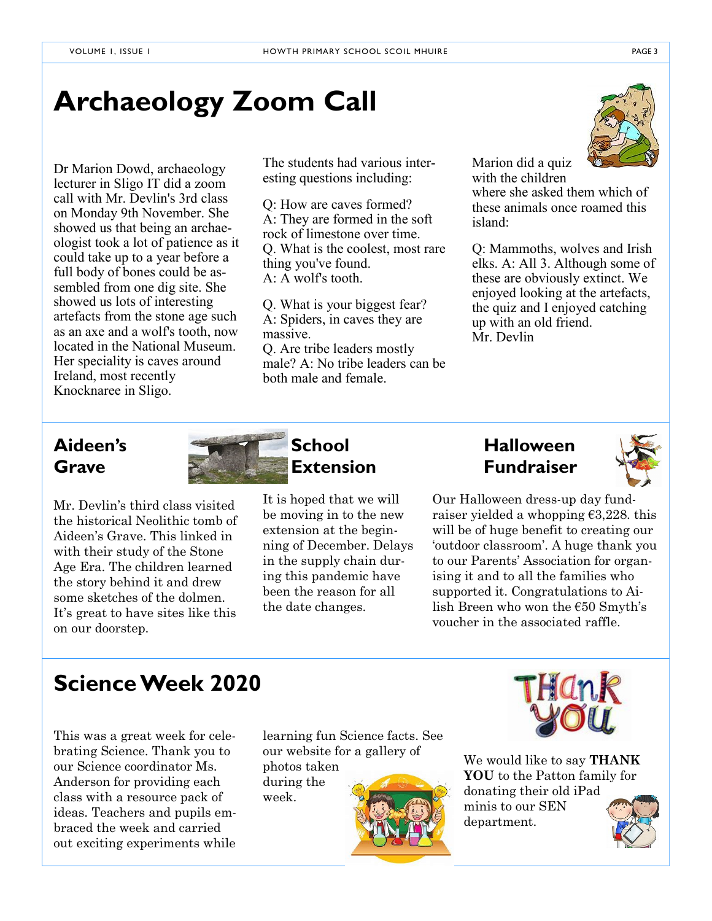# Archaeology Zoom Call

Dr Marion Dowd, archaeology lecturer in Sligo IT did a zoom call with Mr. Devlin's 3rd class on Monday 9th November. She showed us that being an archaeologist took a lot of patience as it could take up to a year before a full body of bones could be assembled from one dig site. She showed us lots of interesting artefacts from the stone age such as an axe and a wolf's tooth, now located in the National Museum. Her speciality is caves around Ireland, most recently Knocknaree in Sligo.

The students had various interesting questions including:

Q: How are caves formed?
A: They are formed in the soft rock of limestone over time.
Q. What is the coolest, most rare thing you've found.
A: A wolf's tooth.

Q. What is your biggest fear?
A: Spiders, in caves they are massive.
Q. Are tribe leaders mostly male? A: No tribe leaders can be both male and female.

Marion did a quiz with the children where she asked them which of these animals once roamed this island:

Q: Mammoths, wolves and Irish elks. A: All 3. Although some of these are obviously extinct. We enjoyed looking at the artefacts, the quiz and I enjoyed catching up with an old friend.
Mr. Devlin

## Aideen's Grave

Mr. Devlin's third class visited the historical Neolithic tomb of Aideen's Grave. This linked in with their study of the Stone Age Era. The children learned the story behind it and drew some sketches of the dolmen. It's great to have sites like this on our doorstep.

## School Extension

It is hoped that we will be moving in to the new extension at the beginning of December. Delays in the supply chain during this pandemic have been the reason for all the date changes.

## Halloween Fundraiser

Our Halloween dress-up day fundraiser yielded a whopping €3,228. this will be of huge benefit to creating our 'outdoor classroom'. A huge thank you to our Parents' Association for organising it and to all the families who supported it. Congratulations to Ailish Breen who won the €50 Smyth's voucher in the associated raffle.

# Science Week 2020

This was a great week for celebrating Science. Thank you to our Science coordinator Ms. Anderson for providing each class with a resource pack of ideas. Teachers and pupils embraced the week and carried out exciting experiments while learning fun Science facts. See our website for a gallery of photos taken during the week.

We would like to say **THANK YOU** to the Patton family for donating their old iPad minis to our SEN department.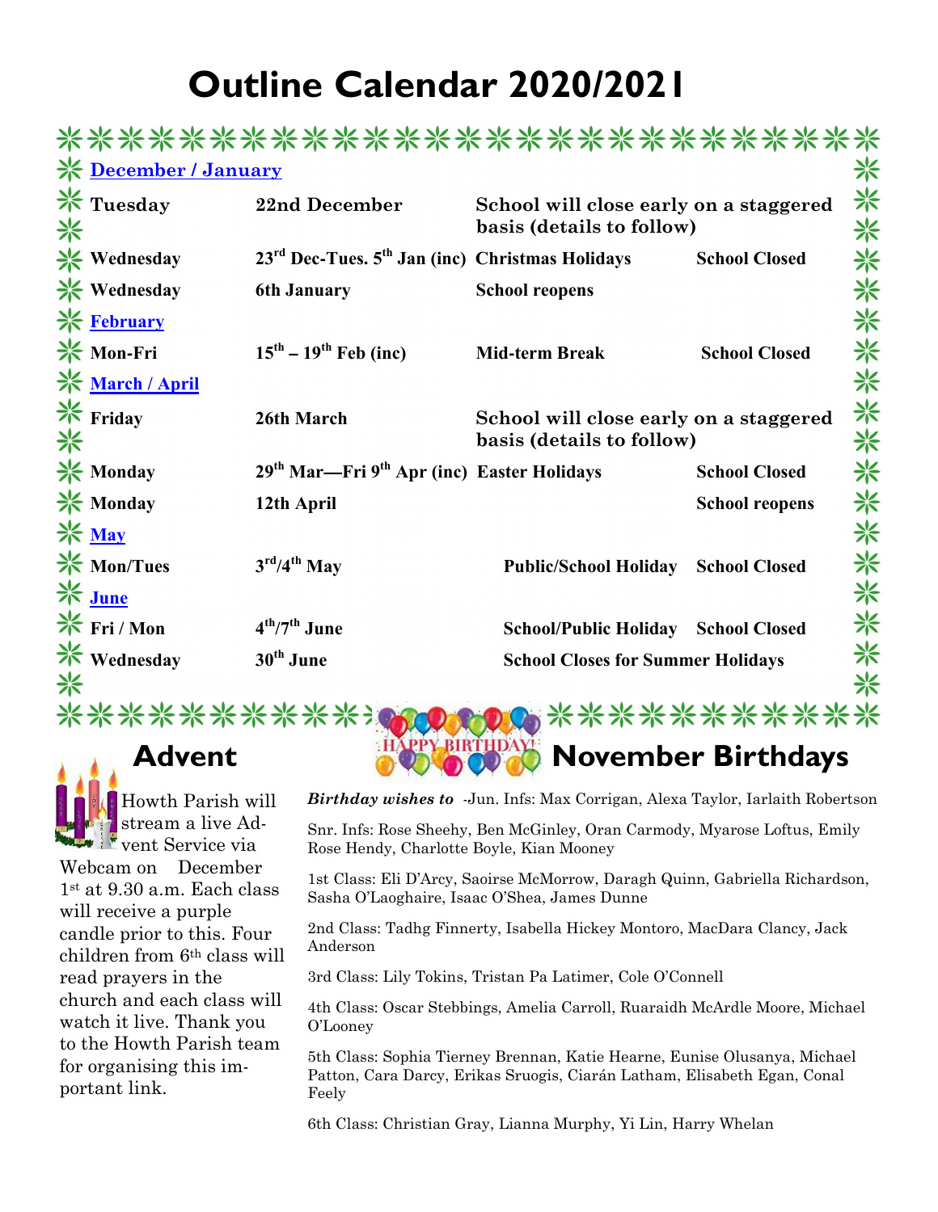# Outline Calendar 2020/2021

| | | | |
|---|---|---|---|
| **December / January** | | | |
| **Tuesday** | **22nd December** | **School will close early on a staggered basis (details to follow)** | |
| **Wednesday** | **23rd Dec-Tues. 5th Jan (inc)** | **Christmas Holidays** | **School Closed** |
| **Wednesday** | **6th January** | **School reopens** | |
| **February** | | | |
| **Mon-Fri** | **15th – 19th Feb (inc)** | **Mid-term Break** | **School Closed** |
| **March / April** | | | |
| **Friday** | **26th March** | **School will close early on a staggered basis (details to follow)** | |
| **Monday** | **29th Mar—Fri 9th Apr (inc)** | **Easter Holidays** | **School Closed** |
| **Monday** | **12th April** | | **School reopens** |
| **May** | | | |
| **Mon/Tues** | **3rd/4th May** | **Public/School Holiday** | **School Closed** |
| **June** | | | |
| **Fri / Mon** | **4th/7th June** | **School/Public Holiday** | **School Closed** |
| **Wednesday** | **30th June** | **School Closes for Summer Holidays** | |

## Advent

Howth Parish will stream a live Advent Service via Webcam on December 1st at 9.30 a.m. Each class will receive a purple candle prior to this. Four children from 6th class will read prayers in the church and each class will watch it live. Thank you to the Howth Parish team for organising this important link.

## November Birthdays

***Birthday wishes to*** -Jun. Infs: Max Corrigan, Alexa Taylor, Iarlaith Robertson

Snr. Infs: Rose Sheehy, Ben McGinley, Oran Carmody, Myarose Loftus, Emily Rose Hendy, Charlotte Boyle, Kian Mooney

1st Class: Eli D'Arcy, Saoirse McMorrow, Daragh Quinn, Gabriella Richardson, Sasha O'Laoghaire, Isaac O'Shea, James Dunne

2nd Class: Tadhg Finnerty, Isabella Hickey Montoro, MacDara Clancy, Jack Anderson

3rd Class: Lily Tokins, Tristan Pa Latimer, Cole O'Connell

4th Class: Oscar Stebbings, Amelia Carroll, Ruaraidh McArdle Moore, Michael O'Looney

5th Class: Sophia Tierney Brennan, Katie Hearne, Eunise Olusanya, Michael Patton, Cara Darcy, Erikas Sruogis, Ciarán Latham, Elisabeth Egan, Conal Feely

6th Class: Christian Gray, Lianna Murphy, Yi Lin, Harry Whelan